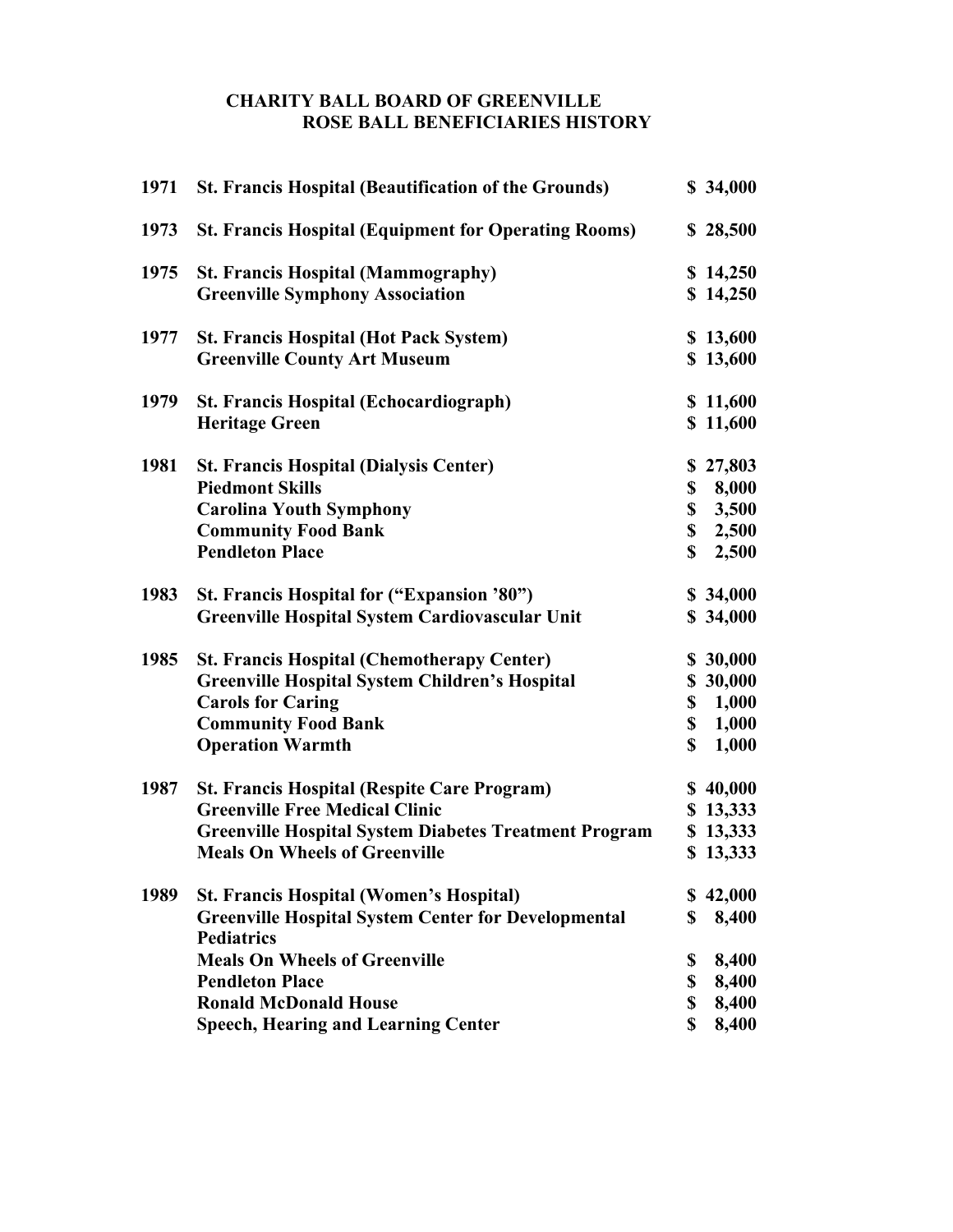# CHARITY BALL BOARD OF GREENVILLE
## ROSE BALL BENEFICIARIES HISTORY

| Year | Beneficiary | Amount |
|---|---|---|
| **1971** | **St. Francis Hospital (Beautification of the Grounds)** | **$ 34,000** |
| **1973** | **St. Francis Hospital (Equipment for Operating Rooms)** | **$ 28,500** |
| **1975** | **St. Francis Hospital (Mammography)** | **$ 14,250** |
| | **Greenville Symphony Association** | **$ 14,250** |
| **1977** | **St. Francis Hospital (Hot Pack System)** | **$ 13,600** |
| | **Greenville County Art Museum** | **$ 13,600** |
| **1979** | **St. Francis Hospital (Echocardiograph)** | **$ 11,600** |
| | **Heritage Green** | **$ 11,600** |
| **1981** | **St. Francis Hospital (Dialysis Center)** | **$ 27,803** |
| | **Piedmont Skills** | **$ 8,000** |
| | **Carolina Youth Symphony** | **$ 3,500** |
| | **Community Food Bank** | **$ 2,500** |
| | **Pendleton Place** | **$ 2,500** |
| **1983** | **St. Francis Hospital for ("Expansion '80")** | **$ 34,000** |
| | **Greenville Hospital System Cardiovascular Unit** | **$ 34,000** |
| **1985** | **St. Francis Hospital (Chemotherapy Center)** | **$ 30,000** |
| | **Greenville Hospital System Children's Hospital** | **$ 30,000** |
| | **Carols for Caring** | **$ 1,000** |
| | **Community Food Bank** | **$ 1,000** |
| | **Operation Warmth** | **$ 1,000** |
| **1987** | **St. Francis Hospital (Respite Care Program)** | **$ 40,000** |
| | **Greenville Free Medical Clinic** | **$ 13,333** |
| | **Greenville Hospital System Diabetes Treatment Program** | **$ 13,333** |
| | **Meals On Wheels of Greenville** | **$ 13,333** |
| **1989** | **St. Francis Hospital (Women's Hospital)** | **$ 42,000** |
| | **Greenville Hospital System Center for Developmental Pediatrics** | **$ 8,400** |
| | **Meals On Wheels of Greenville** | **$ 8,400** |
| | **Pendleton Place** | **$ 8,400** |
| | **Ronald McDonald House** | **$ 8,400** |
| | **Speech, Hearing and Learning Center** | **$ 8,400** |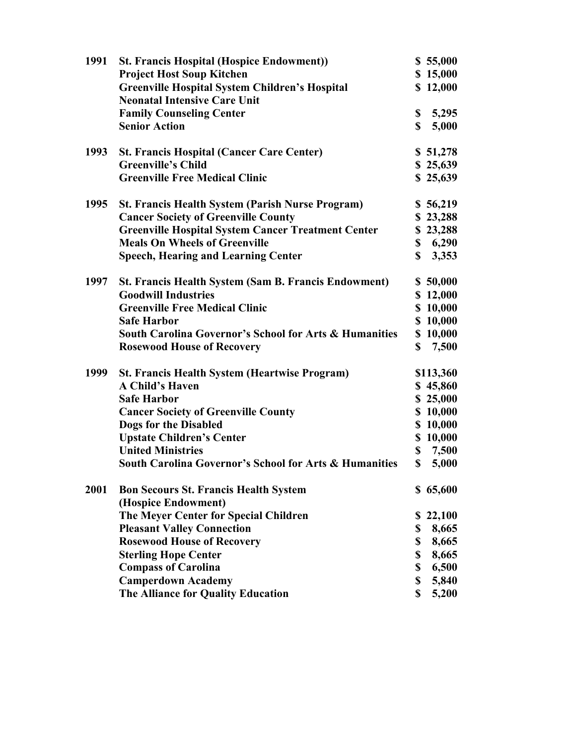| Year | Recipient | Amount |
|---|---|---|
| **1991** | **St. Francis Hospital (Hospice Endowment))** | **$ 55,000** |
| | **Project Host Soup Kitchen** | **$ 15,000** |
| | **Greenville Hospital System Children's Hospital Neonatal Intensive Care Unit** | **$ 12,000** |
| | **Family Counseling Center** | **$ 5,295** |
| | **Senior Action** | **$ 5,000** |
| **1993** | **St. Francis Hospital (Cancer Care Center)** | **$ 51,278** |
| | **Greenville's Child** | **$ 25,639** |
| | **Greenville Free Medical Clinic** | **$ 25,639** |
| **1995** | **St. Francis Health System (Parish Nurse Program)** | **$ 56,219** |
| | **Cancer Society of Greenville County** | **$ 23,288** |
| | **Greenville Hospital System Cancer Treatment Center** | **$ 23,288** |
| | **Meals On Wheels of Greenville** | **$ 6,290** |
| | **Speech, Hearing and Learning Center** | **$ 3,353** |
| **1997** | **St. Francis Health System (Sam B. Francis Endowment)** | **$ 50,000** |
| | **Goodwill Industries** | **$ 12,000** |
| | **Greenville Free Medical Clinic** | **$ 10,000** |
| | **Safe Harbor** | **$ 10,000** |
| | **South Carolina Governor's School for Arts & Humanities** | **$ 10,000** |
| | **Rosewood House of Recovery** | **$ 7,500** |
| **1999** | **St. Francis Health System (Heartwise Program)** | **$113,360** |
| | **A Child's Haven** | **$ 45,860** |
| | **Safe Harbor** | **$ 25,000** |
| | **Cancer Society of Greenville County** | **$ 10,000** |
| | **Dogs for the Disabled** | **$ 10,000** |
| | **Upstate Children's Center** | **$ 10,000** |
| | **United Ministries** | **$ 7,500** |
| | **South Carolina Governor's School for Arts & Humanities** | **$ 5,000** |
| **2001** | **Bon Secours St. Francis Health System (Hospice Endowment)** | **$ 65,600** |
| | **The Meyer Center for Special Children** | **$ 22,100** |
| | **Pleasant Valley Connection** | **$ 8,665** |
| | **Rosewood House of Recovery** | **$ 8,665** |
| | **Sterling Hope Center** | **$ 8,665** |
| | **Compass of Carolina** | **$ 6,500** |
| | **Camperdown Academy** | **$ 5,840** |
| | **The Alliance for Quality Education** | **$ 5,200** |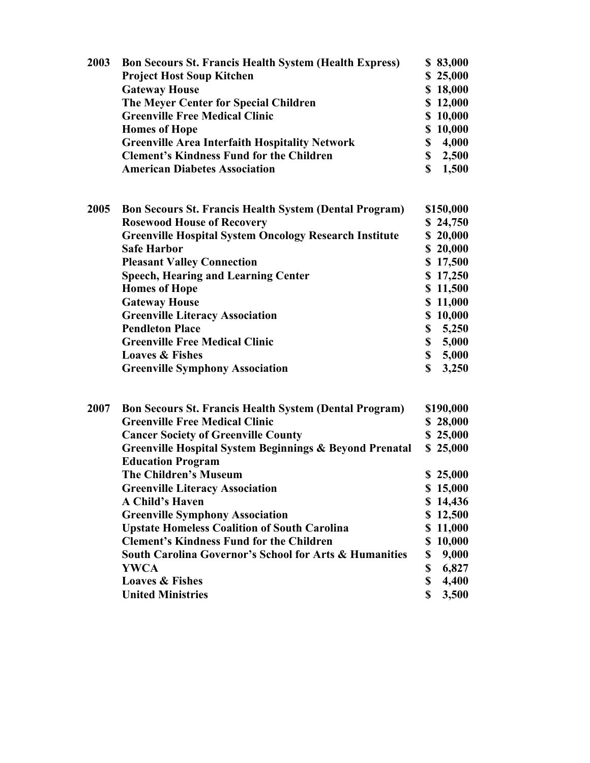| Year | Organization | Amount |
|---|---|---|
| **2003** | **Bon Secours St. Francis Health System (Health Express)** | **$ 83,000** |
| | **Project Host Soup Kitchen** | **$ 25,000** |
| | **Gateway House** | **$ 18,000** |
| | **The Meyer Center for Special Children** | **$ 12,000** |
| | **Greenville Free Medical Clinic** | **$ 10,000** |
| | **Homes of Hope** | **$ 10,000** |
| | **Greenville Area Interfaith Hospitality Network** | **$ 4,000** |
| | **Clement's Kindness Fund for the Children** | **$ 2,500** |
| | **American Diabetes Association** | **$ 1,500** |
| **2005** | **Bon Secours St. Francis Health System (Dental Program)** | **$150,000** |
| | **Rosewood House of Recovery** | **$ 24,750** |
| | **Greenville Hospital System Oncology Research Institute** | **$ 20,000** |
| | **Safe Harbor** | **$ 20,000** |
| | **Pleasant Valley Connection** | **$ 17,500** |
| | **Speech, Hearing and Learning Center** | **$ 17,250** |
| | **Homes of Hope** | **$ 11,500** |
| | **Gateway House** | **$ 11,000** |
| | **Greenville Literacy Association** | **$ 10,000** |
| | **Pendleton Place** | **$ 5,250** |
| | **Greenville Free Medical Clinic** | **$ 5,000** |
| | **Loaves & Fishes** | **$ 5,000** |
| | **Greenville Symphony Association** | **$ 3,250** |
| **2007** | **Bon Secours St. Francis Health System (Dental Program)** | **$190,000** |
| | **Greenville Free Medical Clinic** | **$ 28,000** |
| | **Cancer Society of Greenville County** | **$ 25,000** |
| | **Greenville Hospital System Beginnings & Beyond Prenatal Education Program** | **$ 25,000** |
| | **The Children's Museum** | **$ 25,000** |
| | **Greenville Literacy Association** | **$ 15,000** |
| | **A Child's Haven** | **$ 14,436** |
| | **Greenville Symphony Association** | **$ 12,500** |
| | **Upstate Homeless Coalition of South Carolina** | **$ 11,000** |
| | **Clement's Kindness Fund for the Children** | **$ 10,000** |
| | **South Carolina Governor's School for Arts & Humanities** | **$ 9,000** |
| | **YWCA** | **$ 6,827** |
| | **Loaves & Fishes** | **$ 4,400** |
| | **United Ministries** | **$ 3,500** |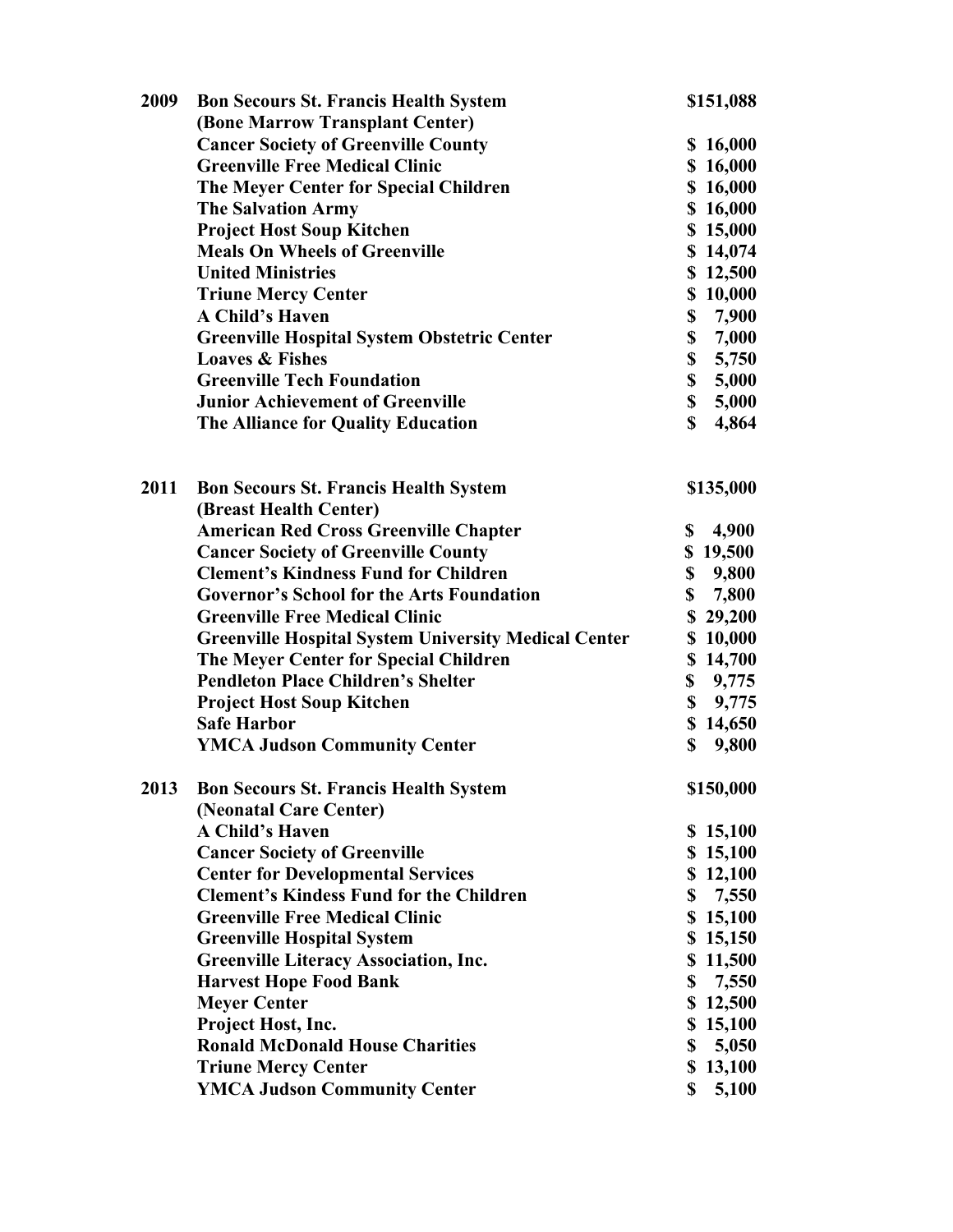| Year | Recipient | Amount |
|---|---|---|
| **2009** | **Bon Secours St. Francis Health System (Bone Marrow Transplant Center)** | **$151,088** |
| | **Cancer Society of Greenville County** | **$ 16,000** |
| | **Greenville Free Medical Clinic** | **$ 16,000** |
| | **The Meyer Center for Special Children** | **$ 16,000** |
| | **The Salvation Army** | **$ 16,000** |
| | **Project Host Soup Kitchen** | **$ 15,000** |
| | **Meals On Wheels of Greenville** | **$ 14,074** |
| | **United Ministries** | **$ 12,500** |
| | **Triune Mercy Center** | **$ 10,000** |
| | **A Child's Haven** | **$ 7,900** |
| | **Greenville Hospital System Obstetric Center** | **$ 7,000** |
| | **Loaves & Fishes** | **$ 5,750** |
| | **Greenville Tech Foundation** | **$ 5,000** |
| | **Junior Achievement of Greenville** | **$ 5,000** |
| | **The Alliance for Quality Education** | **$ 4,864** |
| **2011** | **Bon Secours St. Francis Health System (Breast Health Center)** | **$135,000** |
| | **American Red Cross Greenville Chapter** | **$ 4,900** |
| | **Cancer Society of Greenville County** | **$ 19,500** |
| | **Clement's Kindness Fund for Children** | **$ 9,800** |
| | **Governor's School for the Arts Foundation** | **$ 7,800** |
| | **Greenville Free Medical Clinic** | **$ 29,200** |
| | **Greenville Hospital System University Medical Center** | **$ 10,000** |
| | **The Meyer Center for Special Children** | **$ 14,700** |
| | **Pendleton Place Children's Shelter** | **$ 9,775** |
| | **Project Host Soup Kitchen** | **$ 9,775** |
| | **Safe Harbor** | **$ 14,650** |
| | **YMCA Judson Community Center** | **$ 9,800** |
| **2013** | **Bon Secours St. Francis Health System (Neonatal Care Center)** | **$150,000** |
| | **A Child's Haven** | **$ 15,100** |
| | **Cancer Society of Greenville** | **$ 15,100** |
| | **Center for Developmental Services** | **$ 12,100** |
| | **Clement's Kindess Fund for the Children** | **$ 7,550** |
| | **Greenville Free Medical Clinic** | **$ 15,100** |
| | **Greenville Hospital System** | **$ 15,150** |
| | **Greenville Literacy Association, Inc.** | **$ 11,500** |
| | **Harvest Hope Food Bank** | **$ 7,550** |
| | **Meyer Center** | **$ 12,500** |
| | **Project Host, Inc.** | **$ 15,100** |
| | **Ronald McDonald House Charities** | **$ 5,050** |
| | **Triune Mercy Center** | **$ 13,100** |
| | **YMCA Judson Community Center** | **$ 5,100** |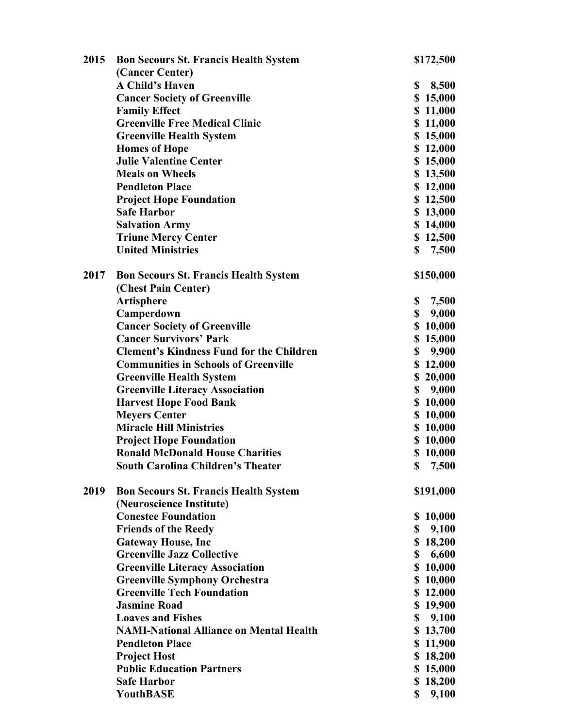| | | |
|---|---|---|
| **2015** | **Bon Secours St. Francis Health System (Cancer Center)** | **$172,500** |
| | **A Child's Haven** | **$ 8,500** |
| | **Cancer Society of Greenville** | **$ 15,000** |
| | **Family Effect** | **$ 11,000** |
| | **Greenville Free Medical Clinic** | **$ 11,000** |
| | **Greenville Health System** | **$ 15,000** |
| | **Homes of Hope** | **$ 12,000** |
| | **Julie Valentine Center** | **$ 15,000** |
| | **Meals on Wheels** | **$ 13,500** |
| | **Pendleton Place** | **$ 12,000** |
| | **Project Hope Foundation** | **$ 12,500** |
| | **Safe Harbor** | **$ 13,000** |
| | **Salvation Army** | **$ 14,000** |
| | **Triune Mercy Center** | **$ 12,500** |
| | **United Ministries** | **$ 7,500** |
| **2017** | **Bon Secours St. Francis Health System (Chest Pain Center)** | **$150,000** |
| | **Artisphere** | **$ 7,500** |
| | **Camperdown** | **$ 9,000** |
| | **Cancer Society of Greenville** | **$ 10,000** |
| | **Cancer Survivors' Park** | **$ 15,000** |
| | **Clement's Kindness Fund for the Children** | **$ 9,900** |
| | **Communities in Schools of Greenville** | **$ 12,000** |
| | **Greenville Health System** | **$ 20,000** |
| | **Greenville Literacy Association** | **$ 9,000** |
| | **Harvest Hope Food Bank** | **$ 10,000** |
| | **Meyers Center** | **$ 10,000** |
| | **Miracle Hill Ministries** | **$ 10,000** |
| | **Project Hope Foundation** | **$ 10,000** |
| | **Ronald McDonald House Charities** | **$ 10,000** |
| | **South Carolina Children's Theater** | **$ 7,500** |
| **2019** | **Bon Secours St. Francis Health System (Neuroscience Institute)** | **$191,000** |
| | **Conestee Foundation** | **$ 10,000** |
| | **Friends of the Reedy** | **$ 9,100** |
| | **Gateway House, Inc** | **$ 18,200** |
| | **Greenville Jazz Collective** | **$ 6,600** |
| | **Greenville Literacy Association** | **$ 10,000** |
| | **Greenville Symphony Orchestra** | **$ 10,000** |
| | **Greenville Tech Foundation** | **$ 12,000** |
| | **Jasmine Road** | **$ 19,900** |
| | **Loaves and Fishes** | **$ 9,100** |
| | **NAMI-National Alliance on Mental Health** | **$ 13,700** |
| | **Pendleton Place** | **$ 11,900** |
| | **Project Host** | **$ 18,200** |
| | **Public Education Partners** | **$ 15,000** |
| | **Safe Harbor** | **$ 18,200** |
| | **YouthBASE** | **$ 9,100** |